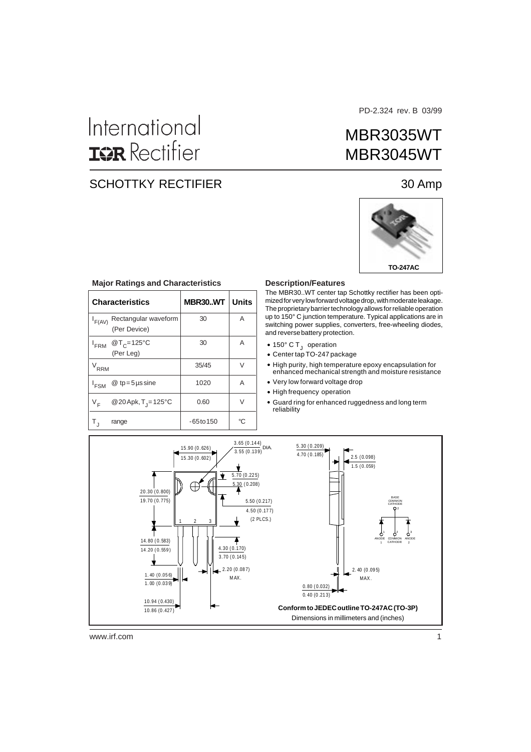PD-2.324 rev. B 03/99

# International IOR Rectifier

# MBR3035WT
# MBR3045WT

## SCHOTTKY RECTIFIER

## 30 Amp

TO-247AC

### Major Ratings and Characteristics

| Characteristics | MBR30..WT | Units |
|---|---|---|
| $I_{F(AV)}$ Rectangular waveform (Per Device) | 30 | A |
| $I_{FRM}$ @$T_C$=125°C (Per Leg) | 30 | A |
| $V_{RRM}$ | 35/45 | V |
| $I_{FSM}$ @ tp=5µs sine | 1020 | A |
| $V_F$ @20Apk, $T_J$=125°C | 0.60 | V |
| $T_J$ range | -65 to 150 | °C |

### Description/Features

The MBR30..WT center tap Schottky rectifier has been optimized for very low forward voltage drop, with moderate leakage. The proprietary barrier technology allows for reliable operation up to 150° C junction temperature. Typical applications are in switching power supplies, converters, free-wheeling diodes, and reverse battery protection.

- 150° C $T_J$ operation
- Center tap TO-247 package
- High purity, high temperature epoxy encapsulation for enhanced mechanical strength and moisture resistance
- Very low forward voltage drop
- High frequency operation
- Guard ring for enhanced ruggedness and long term reliability

**Conform to JEDEC outline TO-247AC (TO-3P)**

Dimensions in millimeters and (inches)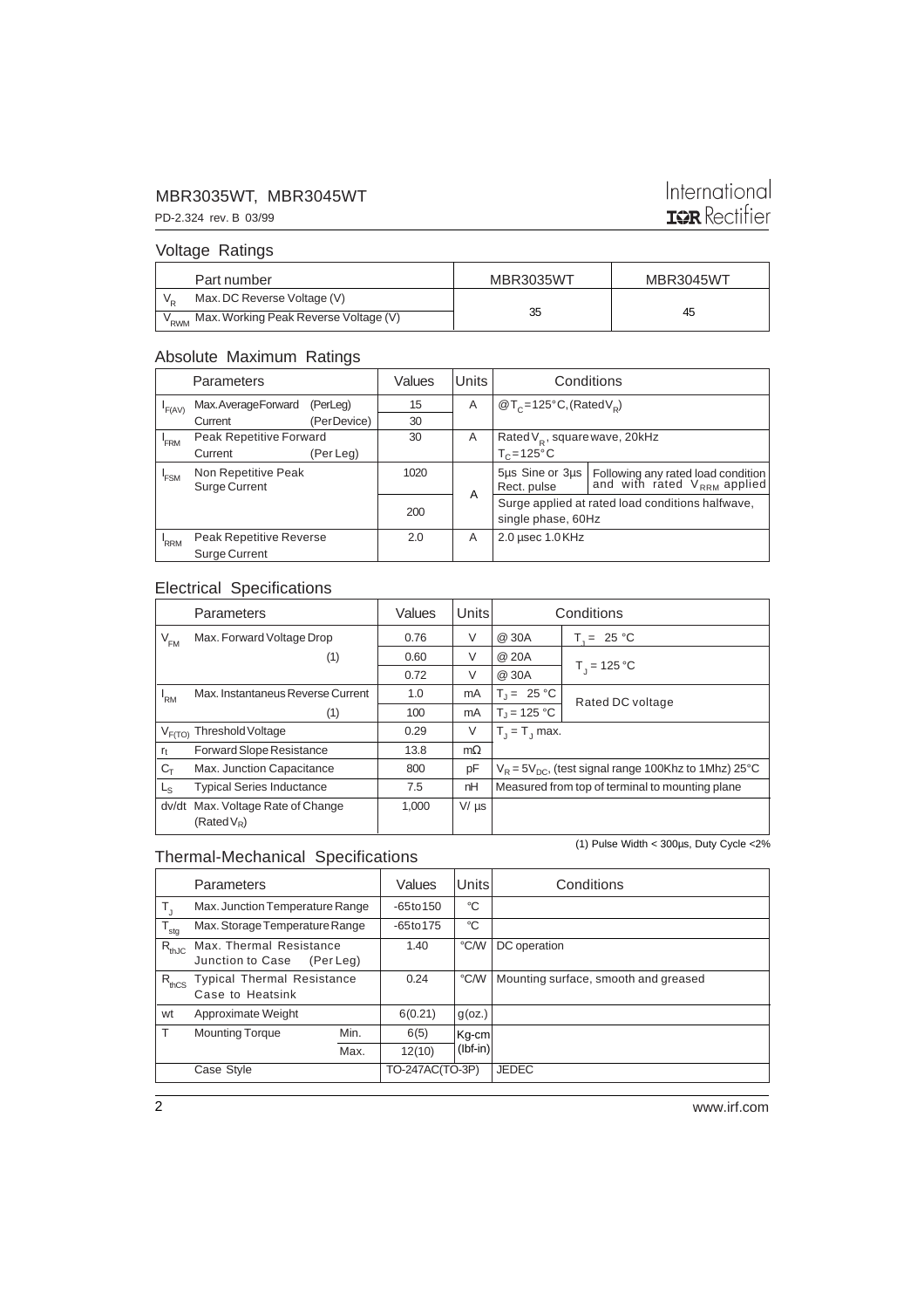## Voltage Ratings

| | Part number | MBR3035WT | MBR3045WT |
|---|---|---|---|
| $V_R$ | Max. DC Reverse Voltage (V) | 35 | 45 |
| $V_{RWM}$ | Max. Working Peak Reverse Voltage (V) | | |

## Absolute Maximum Ratings

| | Parameters | Values | Units | Conditions | |
|---|---|---|---|---|---|
| $I_{F(AV)}$ | Max. Average Forward Current (Per Leg) | 15 | A | @$T_C$=125°C, (Rated $V_R$) | |
| | (Per Device) | 30 | | | |
| $I_{FRM}$ | Peak Repetitive Forward Current (Per Leg) | 30 | A | Rated $V_R$, square wave, 20kHz $T_C$=125°C | |
| $I_{FSM}$ | Non Repetitive Peak Surge Current | 1020 | A | 5µs Sine or 3µs Rect. pulse | Following any rated load condition and with rated $V_{RRM}$ applied |
| | | 200 | | Surge applied at rated load conditions halfwave, single phase, 60Hz | |
| $I_{RRM}$ | Peak Repetitive Reverse Surge Current | 2.0 | A | 2.0 µsec 1.0 KHz | |

## Electrical Specifications

| | Parameters | Values | Units | Conditions | |
|---|---|---|---|---|---|
| $V_{FM}$ | Max. Forward Voltage Drop (1) | 0.76 | V | @ 30A | $T_J$ = 25 °C |
| | | 0.60 | V | @ 20A | $T_J$ = 125 °C |
| | | 0.72 | V | @ 30A | |
| $I_{RM}$ | Max. Instantaneus Reverse Current (1) | 1.0 | mA | $T_J$ = 25 °C | Rated DC voltage |
| | | 100 | mA | $T_J$ = 125 °C | |
| $V_{F(TO)}$ | Threshold Voltage | 0.29 | V | $T_J$ = $T_J$ max. | |
| $r_t$ | Forward Slope Resistance | 13.8 | mΩ | | |
| $C_T$ | Max. Junction Capacitance | 800 | pF | $V_R$ = 5$V_{DC}$, (test signal range 100Khz to 1Mhz) 25°C | |
| $L_S$ | Typical Series Inductance | 7.5 | nH | Measured from top of terminal to mounting plane | |
| dv/dt | Max. Voltage Rate of Change (Rated $V_R$) | 1,000 | V/ µs | | |

(1) Pulse Width < 300µs, Duty Cycle <2%

## Thermal-Mechanical Specifications

| | Parameters | | Values | Units | Conditions |
|---|---|---|---|---|---|
| $T_J$ | Max. Junction Temperature Range | | -65 to 150 | °C | |
| $T_{stg}$ | Max. Storage Temperature Range | | -65 to 175 | °C | |
| $R_{thJC}$ | Max. Thermal Resistance Junction to Case (Per Leg) | | 1.40 | °C/W | DC operation |
| $R_{thCS}$ | Typical Thermal Resistance Case to Heatsink | | 0.24 | °C/W | Mounting surface, smooth and greased |
| wt | Approximate Weight | | 6(0.21) | g(oz.) | |
| T | Mounting Torque | Min. | 6(5) | Kg-cm (lbf-in) | |
| | | Max. | 12(10) | | |
| | Case Style | | TO-247AC(TO-3P) | | JEDEC |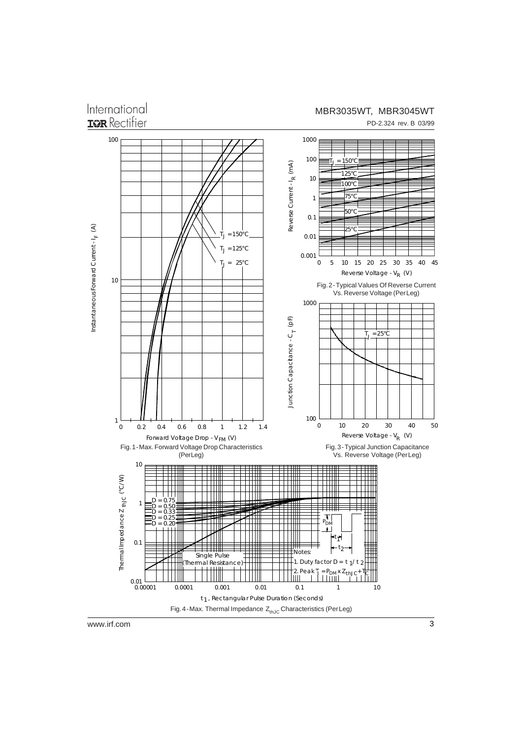Fig. 1 - Max. Forward Voltage Drop Characteristics (Per Leg)

Fig. 2 - Typical Values Of Reverse Current Vs. Reverse Voltage (Per Leg)

Fig. 3 - Typical Junction Capacitance Vs. Reverse Voltage (Per Leg)

Fig. 4 - Max. Thermal Impedance $Z_{thJC}$ Characteristics (Per Leg)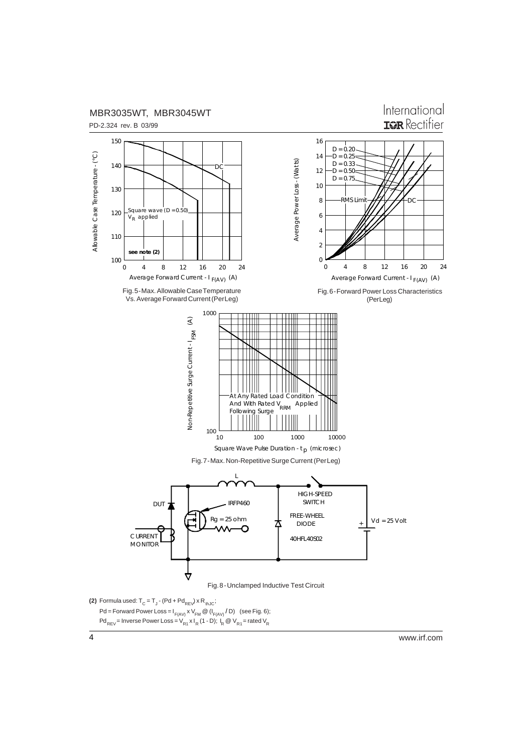Fig. 5 - Max. Allowable Case Temperature Vs. Average Forward Current (Per Leg)

Fig. 6 - Forward Power Loss Characteristics (Per Leg)

Fig. 7 - Max. Non-Repetitive Surge Current (Per Leg)

Fig. 8 - Unclamped Inductive Test Circuit

**(2)** Formula used: $T_C = T_J - (Pd + Pd_{REV}) \times R_{thJC}$;

$Pd$ = Forward Power Loss = $I_{F(AV)} \times V_{FM}$ @ $(I_{F(AV)} / D)$ (see Fig. 6);

$Pd_{REV}$ = Inverse Power Loss = $V_{R1} \times I_R (1 - D)$; $I_R$ @ $V_{R1}$ = rated $V_R$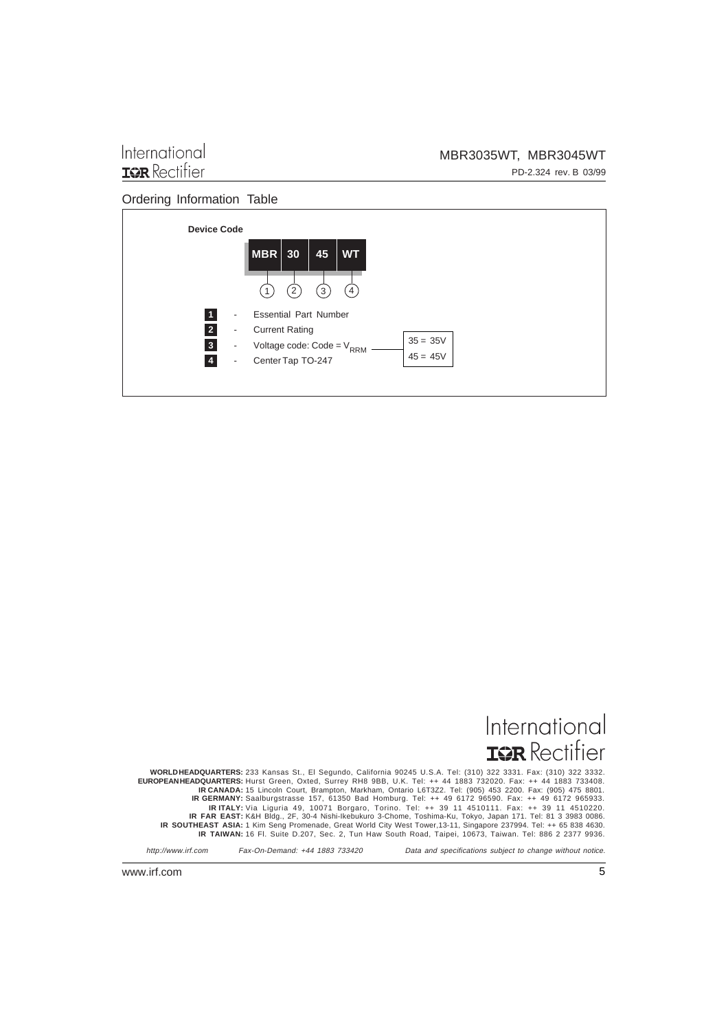## Ordering Information Table

**Device Code**

| MBR | 30 | 45 | WT |
|---|---|---|---|
| 1 | 2 | 3 | 4 |

1 - Essential Part Number
2 - Current Rating
3 - Voltage code: Code = $V_{RRM}$ — 35 = 35V, 45 = 45V
4 - Center Tap TO-247

International
IOR Rectifier

**WORLD HEADQUARTERS:** 233 Kansas St., El Segundo, California 90245 U.S.A. Tel: (310) 322 3331. Fax: (310) 322 3332.
**EUROPEAN HEADQUARTERS:** Hurst Green, Oxted, Surrey RH8 9BB, U.K. Tel: ++ 44 1883 732020. Fax: ++ 44 1883 733408.
**IR CANADA:** 15 Lincoln Court, Brampton, Markham, Ontario L6T3Z2. Tel: (905) 453 2200. Fax: (905) 475 8801.
**IR GERMANY:** Saalburgstrasse 157, 61350 Bad Homburg. Tel: ++ 49 6172 96590. Fax: ++ 49 6172 965933.
**IR ITALY:** Via Liguria 49, 10071 Borgaro, Torino. Tel: ++ 39 11 4510111. Fax: ++ 39 11 4510220.
**IR FAR EAST:** K&H Bldg., 2F, 30-4 Nishi-Ikebukuro 3-Chome, Toshima-Ku, Tokyo, Japan 171. Tel: 81 3 3983 0086.
**IR SOUTHEAST ASIA:** 1 Kim Seng Promenade, Great World City West Tower,13-11, Singapore 237994. Tel: ++ 65 838 4630.
**IR TAIWAN:** 16 Fl. Suite D.207, Sec. 2, Tun Haw South Road, Taipei, 10673, Taiwan. Tel: 886 2 2377 9936.

*http://www.irf.com* *Fax-On-Demand: +44 1883 733420* *Data and specifications subject to change without notice.*